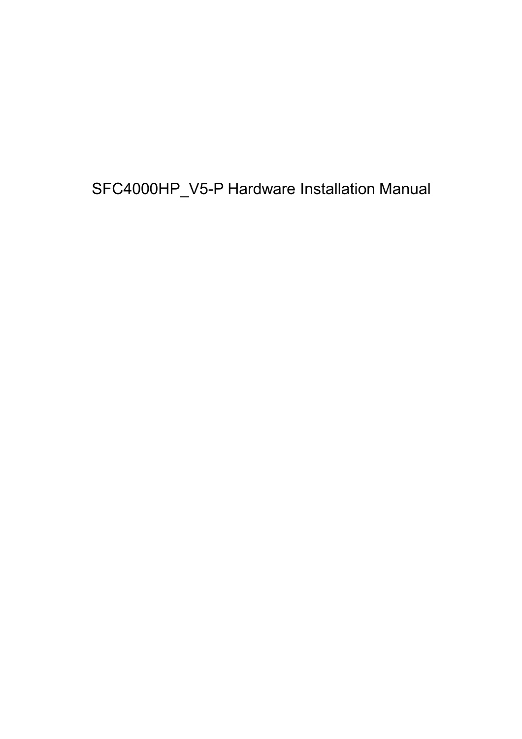# SFC4000HP_V5-P Hardware Installation Manual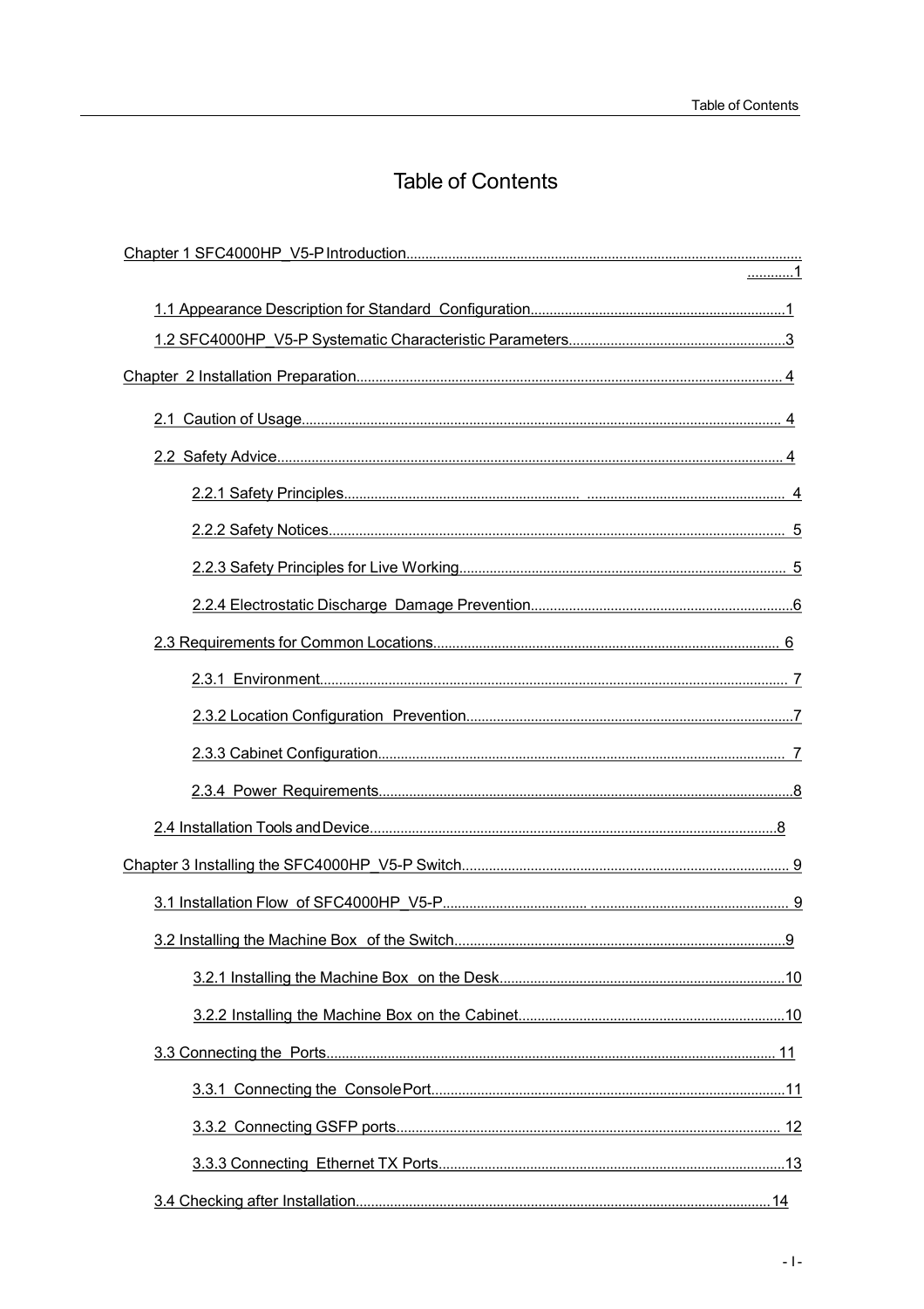# Table of Contents

Chapter 1 SFC4000HP_V5-P Introduction............1

- 1.1 Appearance Description for Standard Configuration............1
- 1.2 SFC4000HP_V5-P Systematic Characteristic Parameters............3

Chapter 2 Installation Preparation............4

- 2.1 Caution of Usage............4
- 2.2 Safety Advice............4
  - 2.2.1 Safety Principles............4
  - 2.2.2 Safety Notices............5
  - 2.2.3 Safety Principles for Live Working............5
  - 2.2.4 Electrostatic Discharge Damage Prevention............6
- 2.3 Requirements for Common Locations............6
  - 2.3.1 Environment............7
  - 2.3.2 Location Configuration Prevention............7
  - 2.3.3 Cabinet Configuration............7
  - 2.3.4 Power Requirements............8
- 2.4 Installation Tools and Device............8

Chapter 3 Installing the SFC4000HP_V5-P Switch............9

- 3.1 Installation Flow of SFC4000HP_V5-P............9
- 3.2 Installing the Machine Box of the Switch............9
  - 3.2.1 Installing the Machine Box on the Desk............10
  - 3.2.2 Installing the Machine Box on the Cabinet............10
- 3.3 Connecting the Ports............11
  - 3.3.1 Connecting the Console Port............11
  - 3.3.2 Connecting GSFP ports............12
  - 3.3.3 Connecting Ethernet TX Ports............13
- 3.4 Checking after Installation............14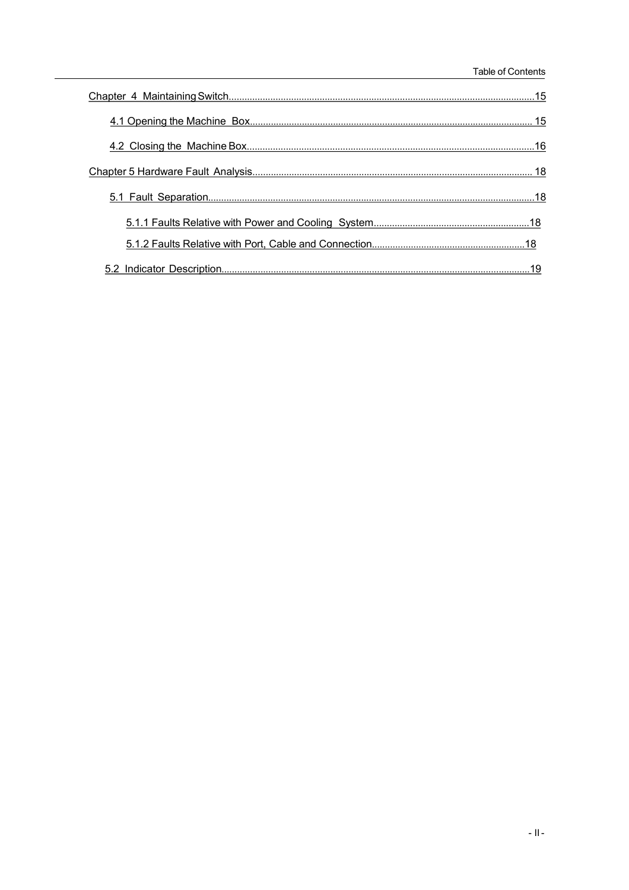Chapter 4 Maintaining Switch....................................................................................................................15

4.1 Opening the Machine Box............................................................................................................ 15

4.2 Closing the Machine Box.............................................................................................................16

Chapter 5 Hardware Fault Analysis........................................................................................................... 18

5.1 Fault Separation...........................................................................................................................18

5.1.1 Faults Relative with Power and Cooling System...........................................................18

5.1.2 Faults Relative with Port, Cable and Connection...........................................................18

5.2 Indicator Description.......................................................................................................................19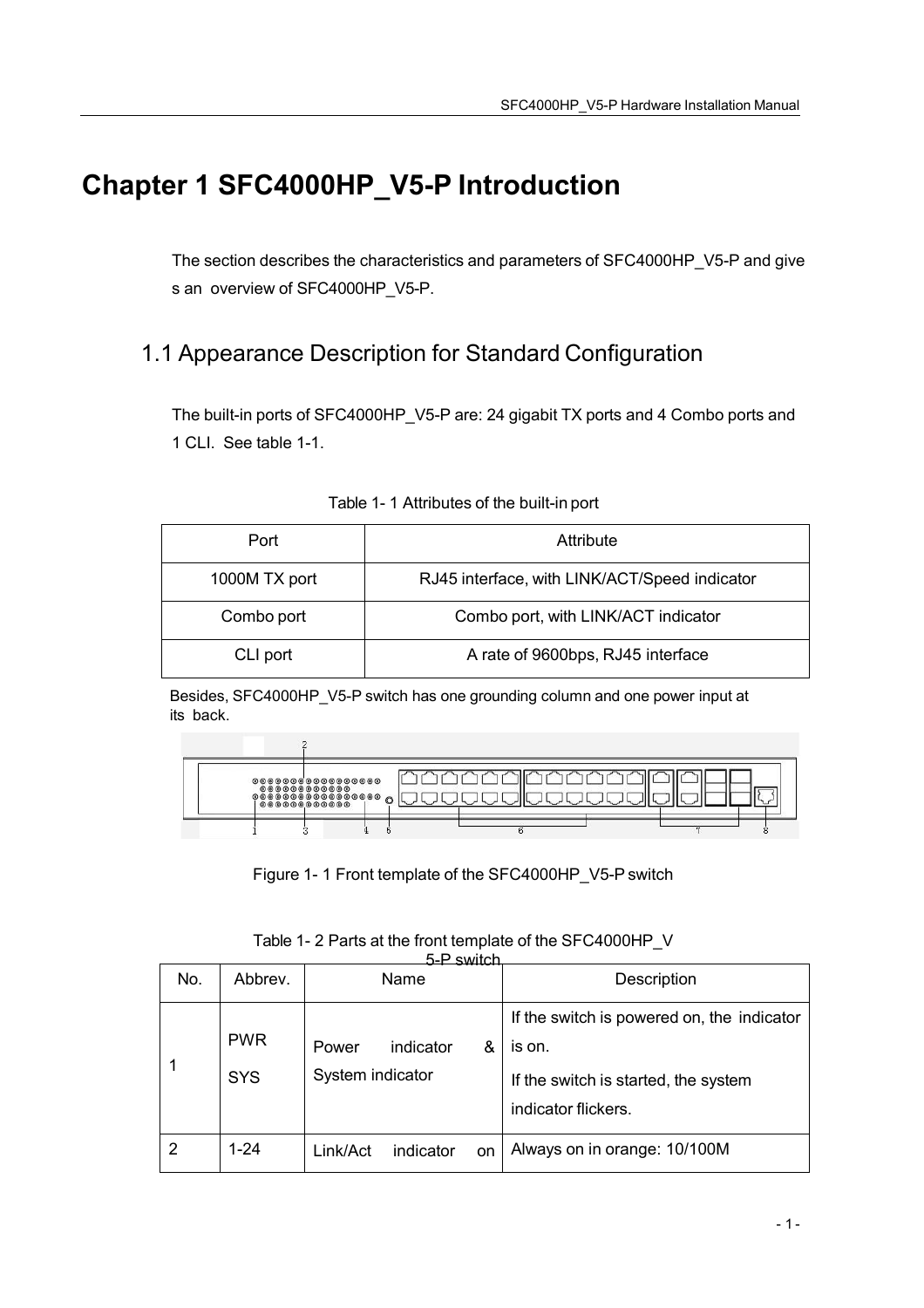# Chapter 1 SFC4000HP_V5-P Introduction

The section describes the characteristics and parameters of SFC4000HP_V5-P and gives an overview of SFC4000HP_V5-P.

## 1.1 Appearance Description for Standard Configuration

The built-in ports of SFC4000HP_V5-P are: 24 gigabit TX ports and 4 Combo ports and 1 CLI. See table 1-1.

Table 1- 1 Attributes of the built-in port

| Port | Attribute |
|---|---|
| 1000M TX port | RJ45 interface, with LINK/ACT/Speed indicator |
| Combo port | Combo port, with LINK/ACT indicator |
| CLI port | A rate of 9600bps, RJ45 interface |

Besides, SFC4000HP_V5-P switch has one grounding column and one power input at its back.

Figure 1- 1 Front template of the SFC4000HP_V5-P switch

Table 1- 2 Parts at the front template of the SFC4000HP_V5-P switch

| No. | Abbrev. | Name | Description |
|---|---|---|---|
| 1 | PWR<br>SYS | Power indicator & System indicator | If the switch is powered on, the indicator is on.<br>If the switch is started, the system indicator flickers. |
| 2 | 1-24 | Link/Act indicator on | Always on in orange: 10/100M |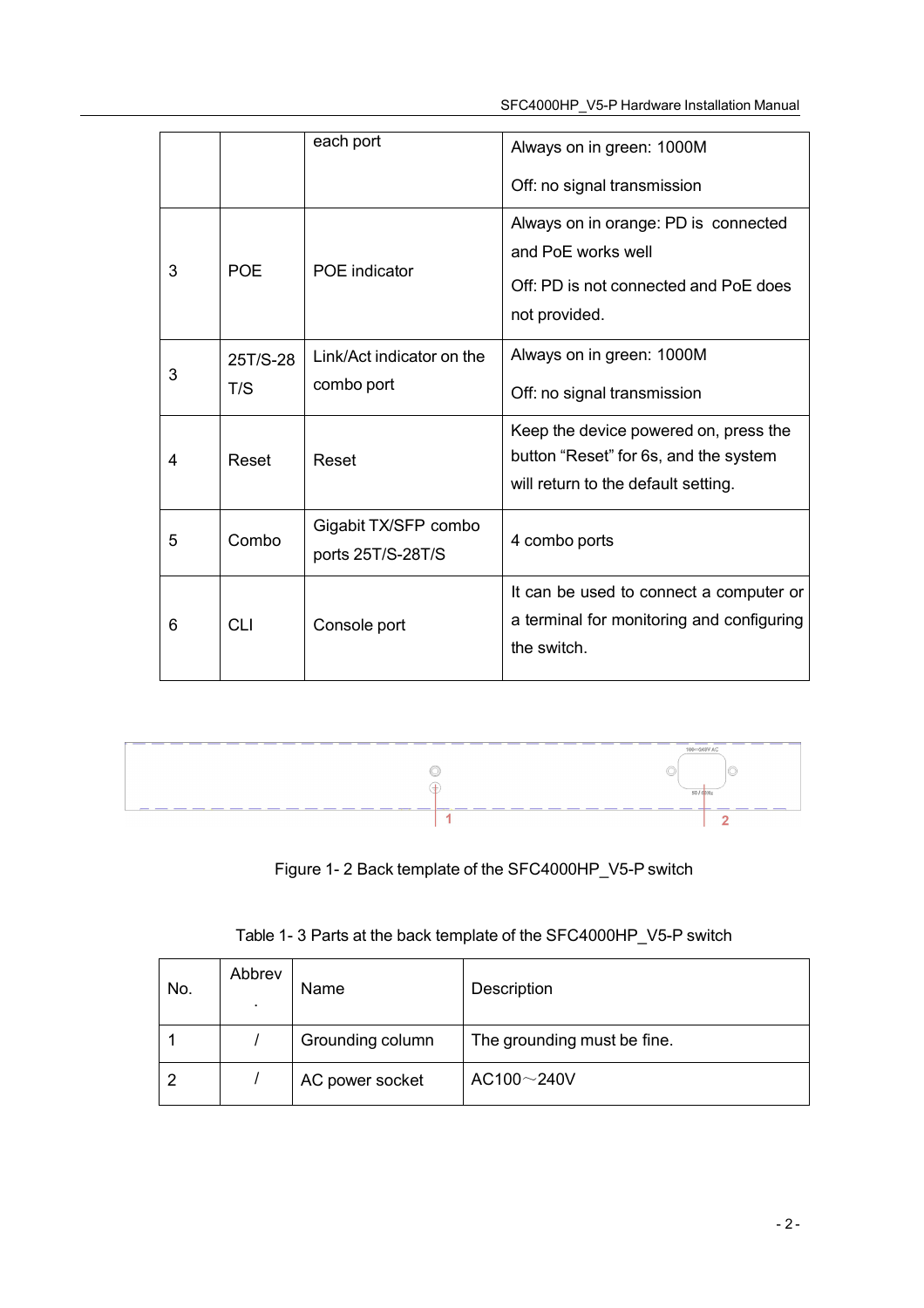|  |  | each port | Always on in green: 1000M<br>Off: no signal transmission |
|---|---|---|---|
| 3 | POE | POE indicator | Always on in orange: PD is connected and PoE works well<br>Off: PD is not connected and PoE does not provided. |
| 3 | 25T/S-28T/S | Link/Act indicator on the combo port | Always on in green: 1000M<br>Off: no signal transmission |
| 4 | Reset | Reset | Keep the device powered on, press the button "Reset" for 6s, and the system will return to the default setting. |
| 5 | Combo | Gigabit TX/SFP combo ports 25T/S-28T/S | 4 combo ports |
| 6 | CLI | Console port | It can be used to connect a computer or a terminal for monitoring and configuring the switch. |

Figure 1- 2 Back template of the SFC4000HP_V5-P switch

Table 1- 3 Parts at the back template of the SFC4000HP_V5-P switch

| No. | Abbrev. | Name | Description |
|---|---|---|---|
| 1 | / | Grounding column | The grounding must be fine. |
| 2 | / | AC power socket | AC100～240V |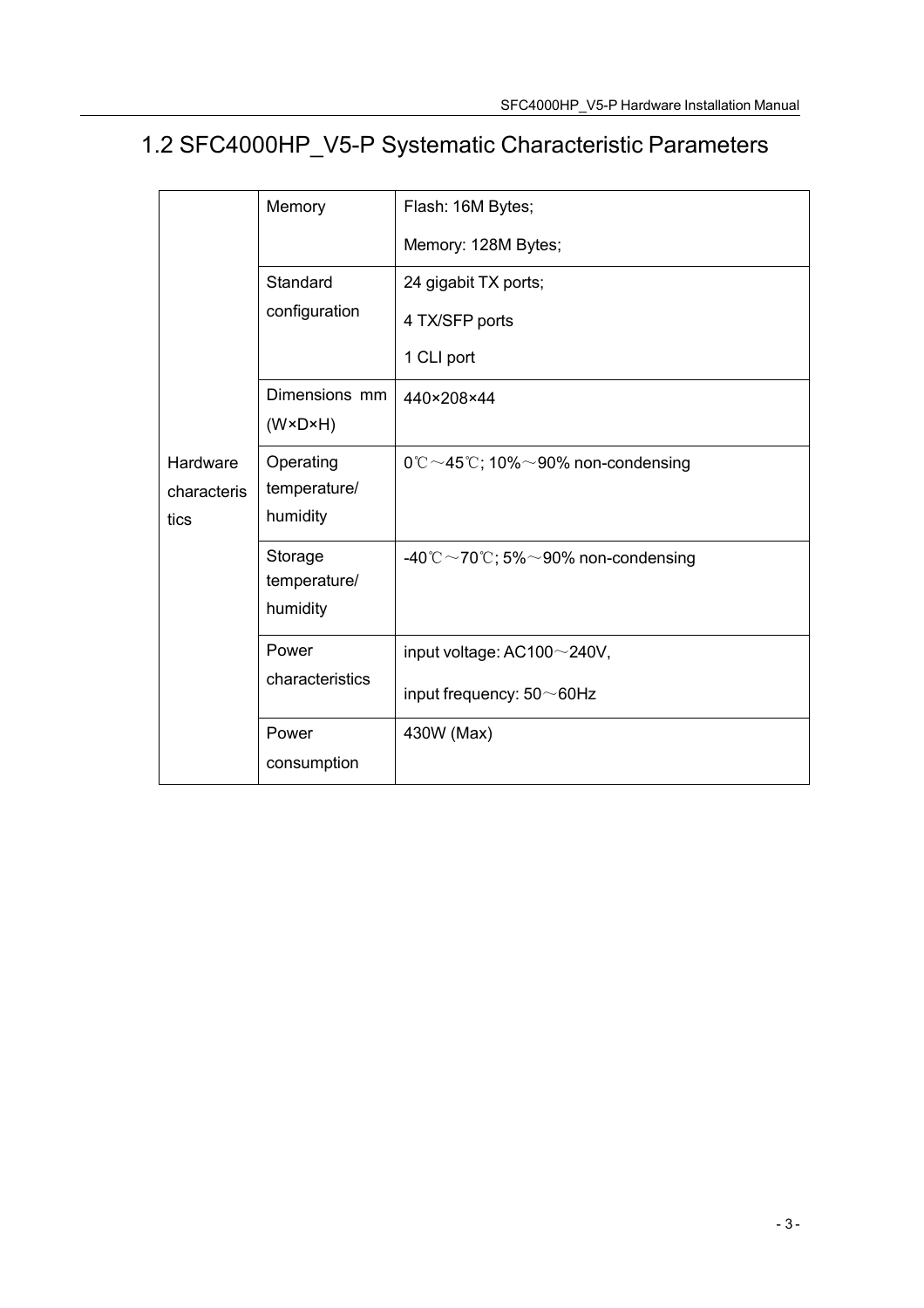## 1.2 SFC4000HP_V5-P Systematic Characteristic Parameters

| | | |
|---|---|---|
| Hardware characteristics | Memory | Flash: 16M Bytes;<br>Memory: 128M Bytes; |
| | Standard configuration | 24 gigabit TX ports;<br>4 TX/SFP ports<br>1 CLI port |
| | Dimensions mm (W×D×H) | 440×208×44 |
| | Operating temperature/ humidity | 0℃～45℃; 10%～90% non-condensing |
| | Storage temperature/ humidity | -40℃～70℃; 5%～90% non-condensing |
| | Power characteristics | input voltage: AC100～240V,<br>input frequency: 50～60Hz |
| | Power consumption | 430W (Max) |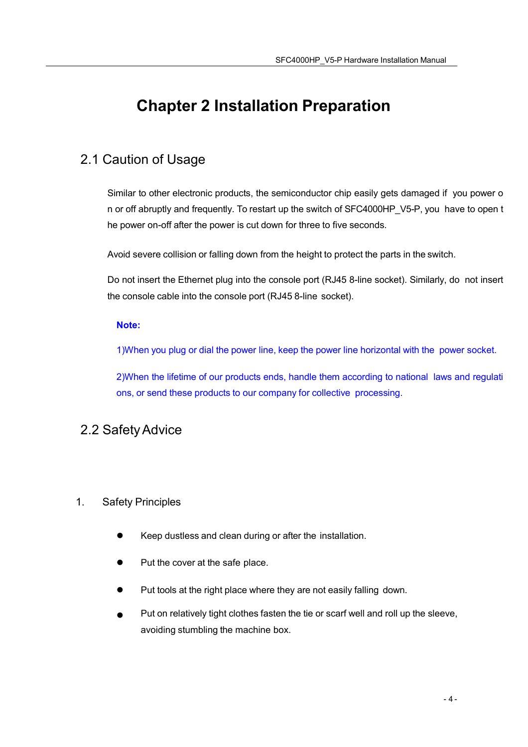# Chapter 2 Installation Preparation

## 2.1 Caution of Usage

Similar to other electronic products, the semiconductor chip easily gets damaged if you power on or off abruptly and frequently. To restart up the switch of SFC4000HP_V5-P, you have to open the power on-off after the power is cut down for three to five seconds.

Avoid severe collision or falling down from the height to protect the parts in the switch.

Do not insert the Ethernet plug into the console port (RJ45 8-line socket). Similarly, do not insert the console cable into the console port (RJ45 8-line socket).

**Note:**

1)When you plug or dial the power line, keep the power line horizontal with the power socket.

2)When the lifetime of our products ends, handle them according to national laws and regulations, or send these products to our company for collective processing.

## 2.2 Safety Advice

1. Safety Principles

- Keep dustless and clean during or after the installation.
- Put the cover at the safe place.
- Put tools at the right place where they are not easily falling down.
- Put on relatively tight clothes fasten the tie or scarf well and roll up the sleeve, avoiding stumbling the machine box.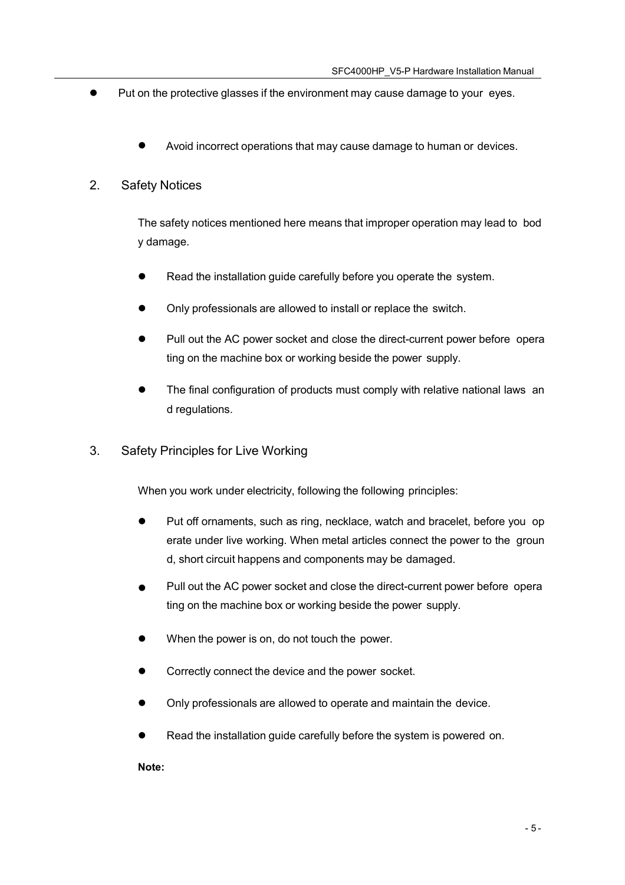- Put on the protective glasses if the environment may cause damage to your eyes.

  - Avoid incorrect operations that may cause damage to human or devices.

## 2. Safety Notices

The safety notices mentioned here means that improper operation may lead to body damage.

- Read the installation guide carefully before you operate the system.
- Only professionals are allowed to install or replace the switch.
- Pull out the AC power socket and close the direct-current power before operating on the machine box or working beside the power supply.
- The final configuration of products must comply with relative national laws and regulations.

## 3. Safety Principles for Live Working

When you work under electricity, following the following principles:

- Put off ornaments, such as ring, necklace, watch and bracelet, before you operate under live working. When metal articles connect the power to the ground, short circuit happens and components may be damaged.
- Pull out the AC power socket and close the direct-current power before operating on the machine box or working beside the power supply.
- When the power is on, do not touch the power.
- Correctly connect the device and the power socket.
- Only professionals are allowed to operate and maintain the device.
- Read the installation guide carefully before the system is powered on.

**Note:**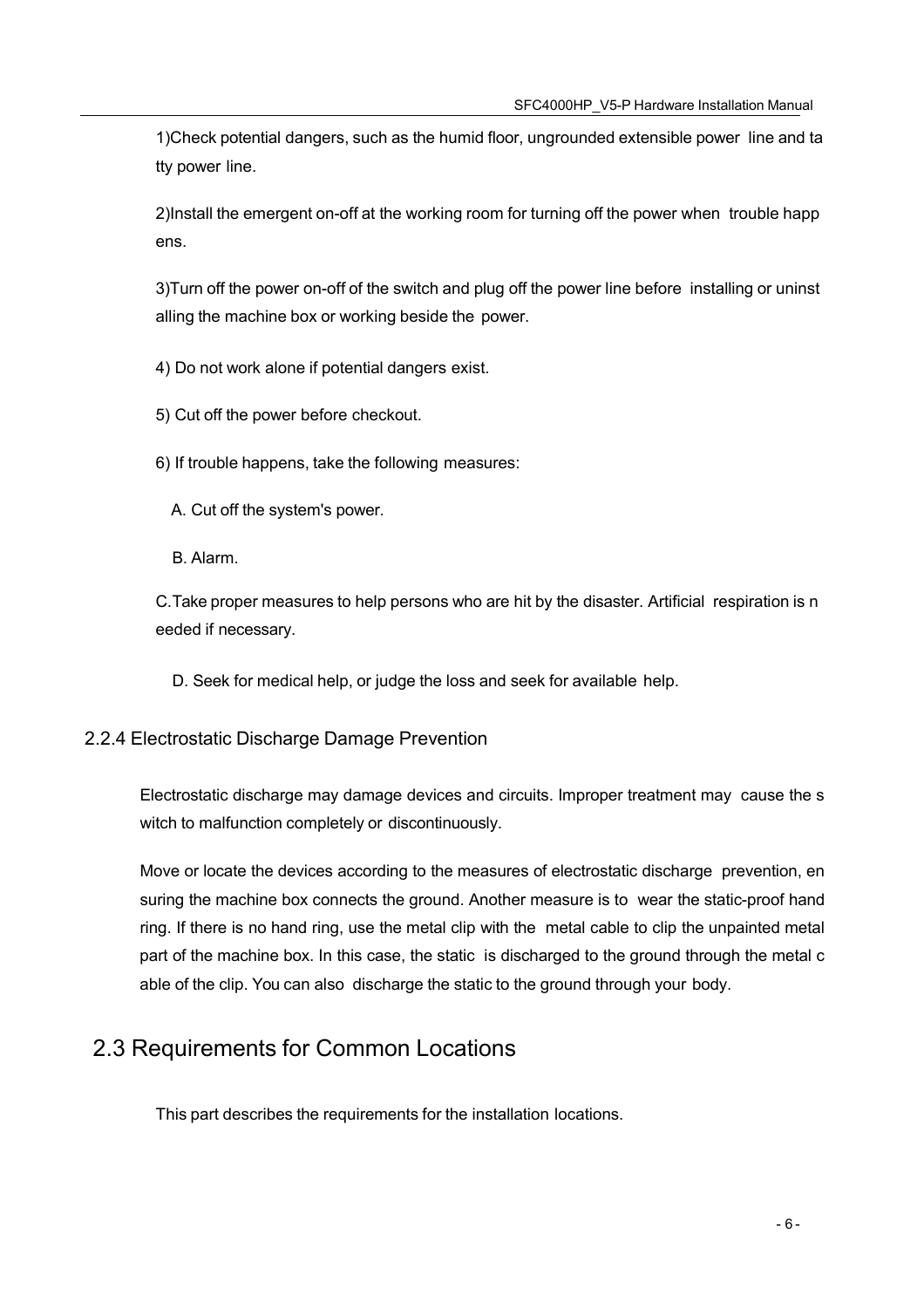1)Check potential dangers, such as the humid floor, ungrounded extensible power line and tatty power line.

2)Install the emergent on-off at the working room for turning off the power when trouble happens.

3)Turn off the power on-off of the switch and plug off the power line before installing or uninstalling the machine box or working beside the power.

4) Do not work alone if potential dangers exist.

5) Cut off the power before checkout.

6) If trouble happens, take the following measures:

A. Cut off the system's power.

B. Alarm.

C.Take proper measures to help persons who are hit by the disaster. Artificial respiration is needed if necessary.

D. Seek for medical help, or judge the loss and seek for available help.

### 2.2.4 Electrostatic Discharge Damage Prevention

Electrostatic discharge may damage devices and circuits. Improper treatment may cause the switch to malfunction completely or discontinuously.

Move or locate the devices according to the measures of electrostatic discharge prevention, ensuring the machine box connects the ground. Another measure is to wear the static-proof hand ring. If there is no hand ring, use the metal clip with the metal cable to clip the unpainted metal part of the machine box. In this case, the static is discharged to the ground through the metal cable of the clip. You can also discharge the static to the ground through your body.

## 2.3 Requirements for Common Locations

This part describes the requirements for the installation locations.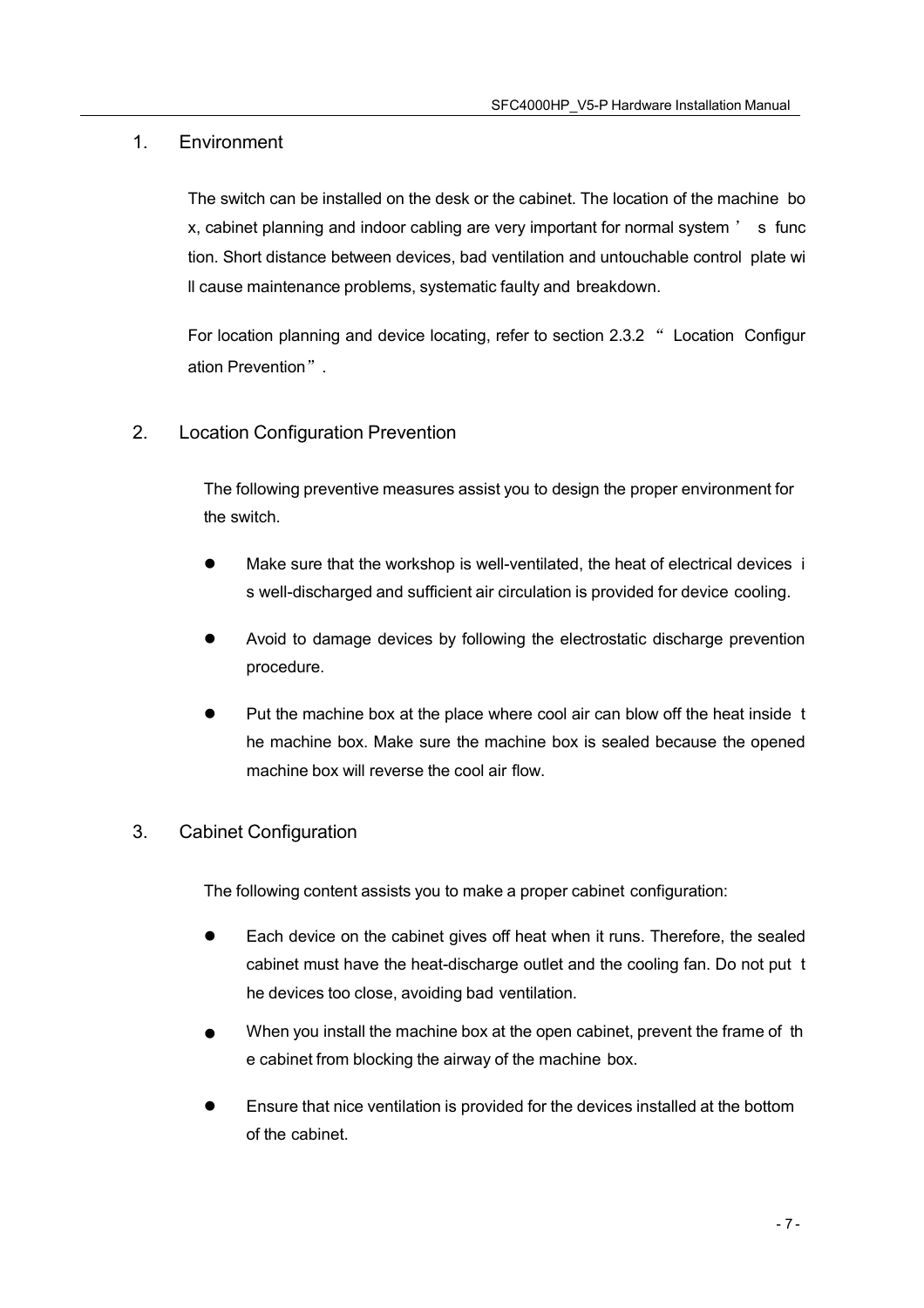## 1. Environment

The switch can be installed on the desk or the cabinet. The location of the machine box, cabinet planning and indoor cabling are very important for normal system's function. Short distance between devices, bad ventilation and untouchable control plate will cause maintenance problems, systematic faulty and breakdown.

For location planning and device locating, refer to section 2.3.2 "Location Configuration Prevention".

## 2. Location Configuration Prevention

The following preventive measures assist you to design the proper environment for the switch.

- Make sure that the workshop is well-ventilated, the heat of electrical devices is well-discharged and sufficient air circulation is provided for device cooling.
- Avoid to damage devices by following the electrostatic discharge prevention procedure.
- Put the machine box at the place where cool air can blow off the heat inside the machine box. Make sure the machine box is sealed because the opened machine box will reverse the cool air flow.

## 3. Cabinet Configuration

The following content assists you to make a proper cabinet configuration:

- Each device on the cabinet gives off heat when it runs. Therefore, the sealed cabinet must have the heat-discharge outlet and the cooling fan. Do not put the devices too close, avoiding bad ventilation.
- When you install the machine box at the open cabinet, prevent the frame of the cabinet from blocking the airway of the machine box.
- Ensure that nice ventilation is provided for the devices installed at the bottom of the cabinet.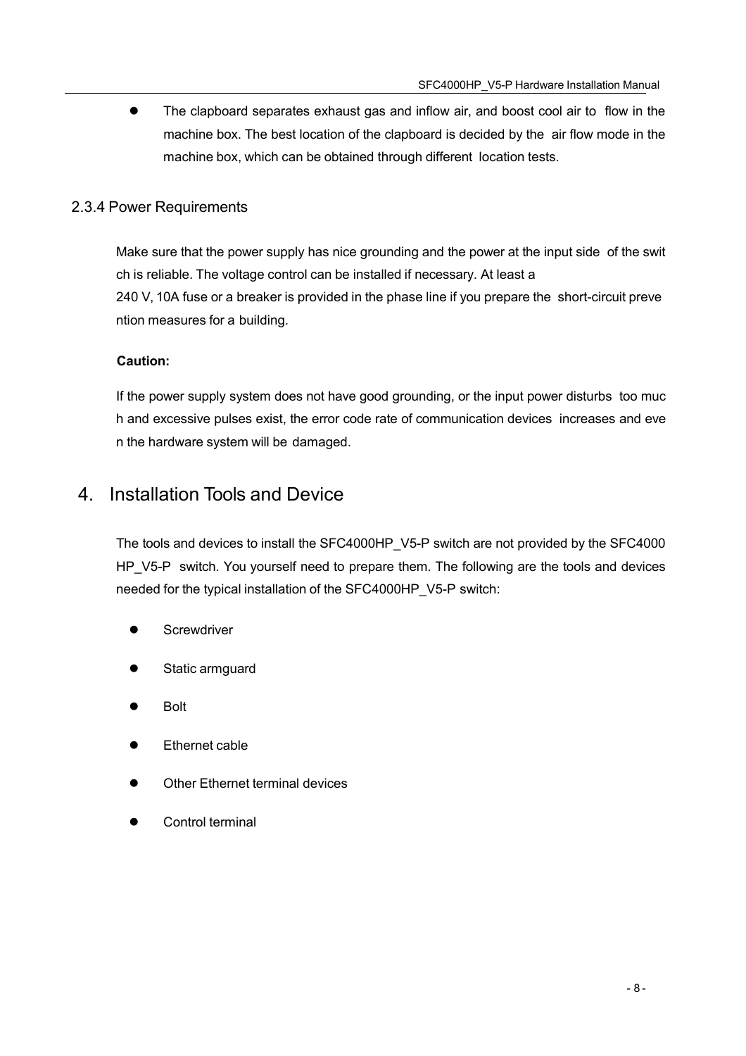- The clapboard separates exhaust gas and inflow air, and boost cool air to flow in the machine box. The best location of the clapboard is decided by the air flow mode in the machine box, which can be obtained through different location tests.

### 2.3.4 Power Requirements

Make sure that the power supply has nice grounding and the power at the input side of the switch is reliable. The voltage control can be installed if necessary. At least a 240 V, 10A fuse or a breaker is provided in the phase line if you prepare the short-circuit prevention measures for a building.

**Caution:**

If the power supply system does not have good grounding, or the input power disturbs too much and excessive pulses exist, the error code rate of communication devices increases and even the hardware system will be damaged.

# 4. Installation Tools and Device

The tools and devices to install the SFC4000HP_V5-P switch are not provided by the SFC4000HP_V5-P switch. You yourself need to prepare them. The following are the tools and devices needed for the typical installation of the SFC4000HP_V5-P switch:

- Screwdriver
- Static armguard
- Bolt
- Ethernet cable
- Other Ethernet terminal devices
- Control terminal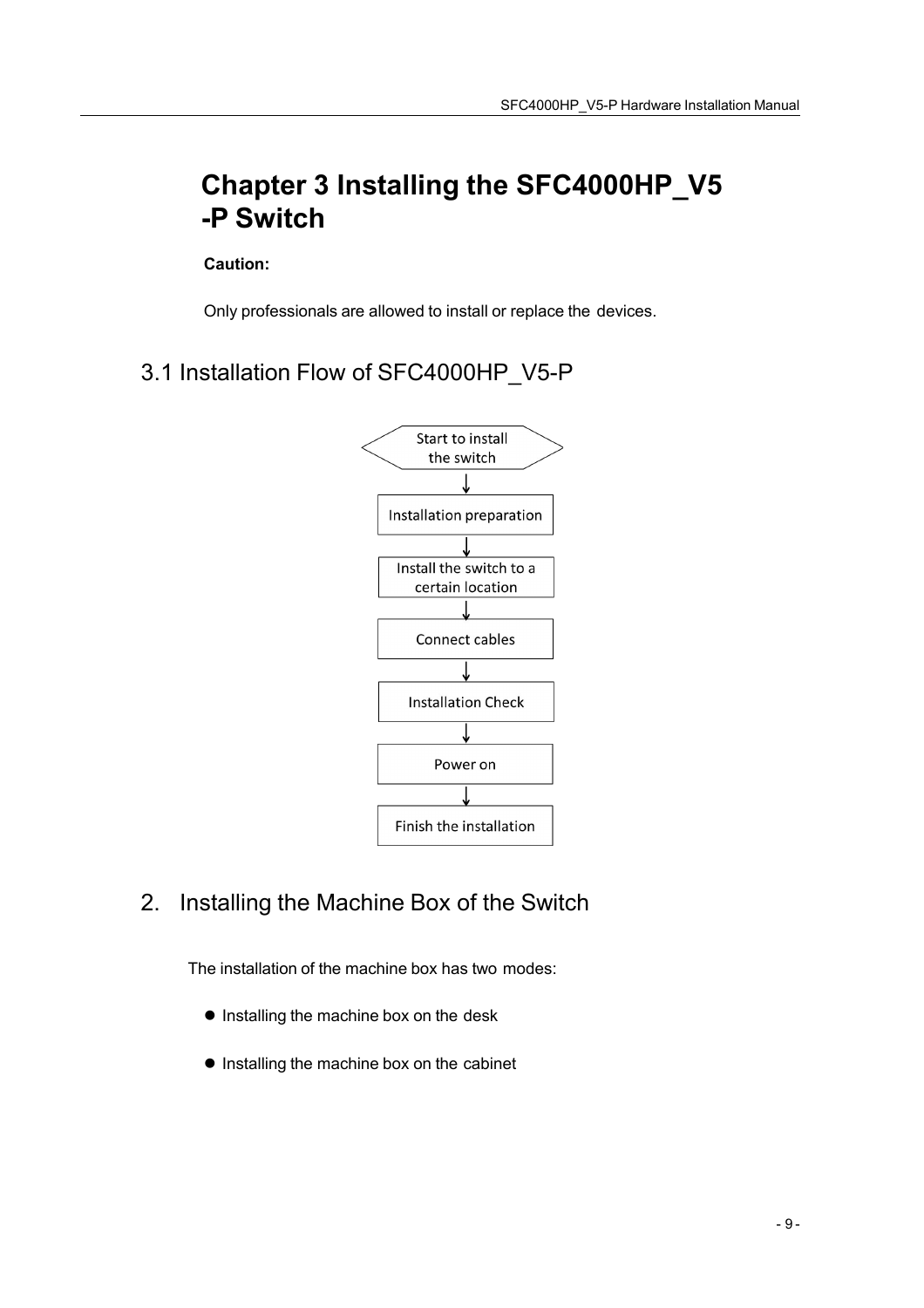# Chapter 3 Installing the SFC4000HP_V5 -P Switch

**Caution:**

Only professionals are allowed to install or replace the devices.

## 3.1 Installation Flow of SFC4000HP_V5-P

Start to install the switch
↓
Installation preparation
↓
Install the switch to a certain location
↓
Connect cables
↓
Installation Check
↓
Power on
↓
Finish the installation

## 2. Installing the Machine Box of the Switch

The installation of the machine box has two modes:

- Installing the machine box on the desk
- Installing the machine box on the cabinet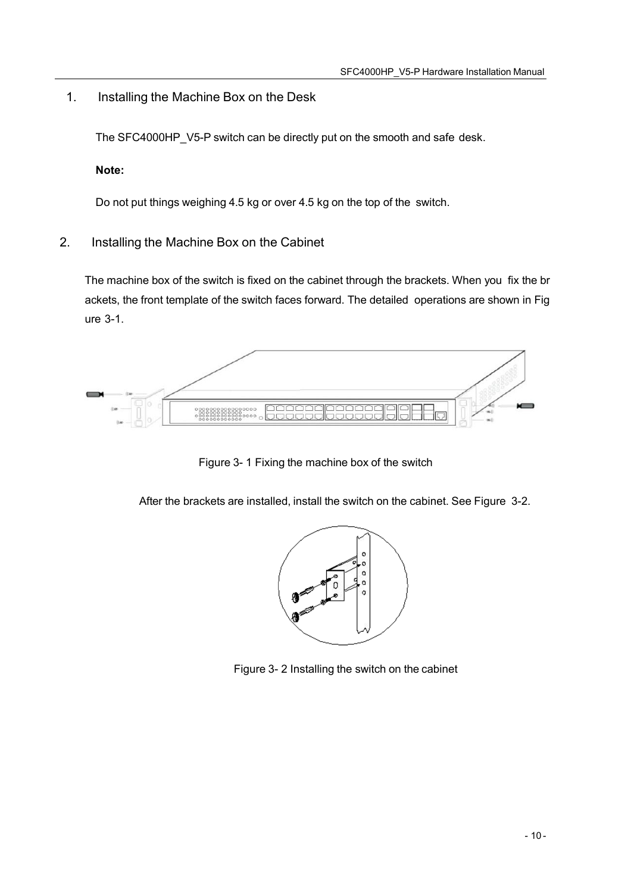1. Installing the Machine Box on the Desk

The SFC4000HP_V5-P switch can be directly put on the smooth and safe desk.

**Note:**

Do not put things weighing 4.5 kg or over 4.5 kg on the top of the switch.

2. Installing the Machine Box on the Cabinet

The machine box of the switch is fixed on the cabinet through the brackets. When you fix the brackets, the front template of the switch faces forward. The detailed operations are shown in Figure 3-1.

Figure 3- 1 Fixing the machine box of the switch

After the brackets are installed, install the switch on the cabinet. See Figure 3-2.

Figure 3- 2 Installing the switch on the cabinet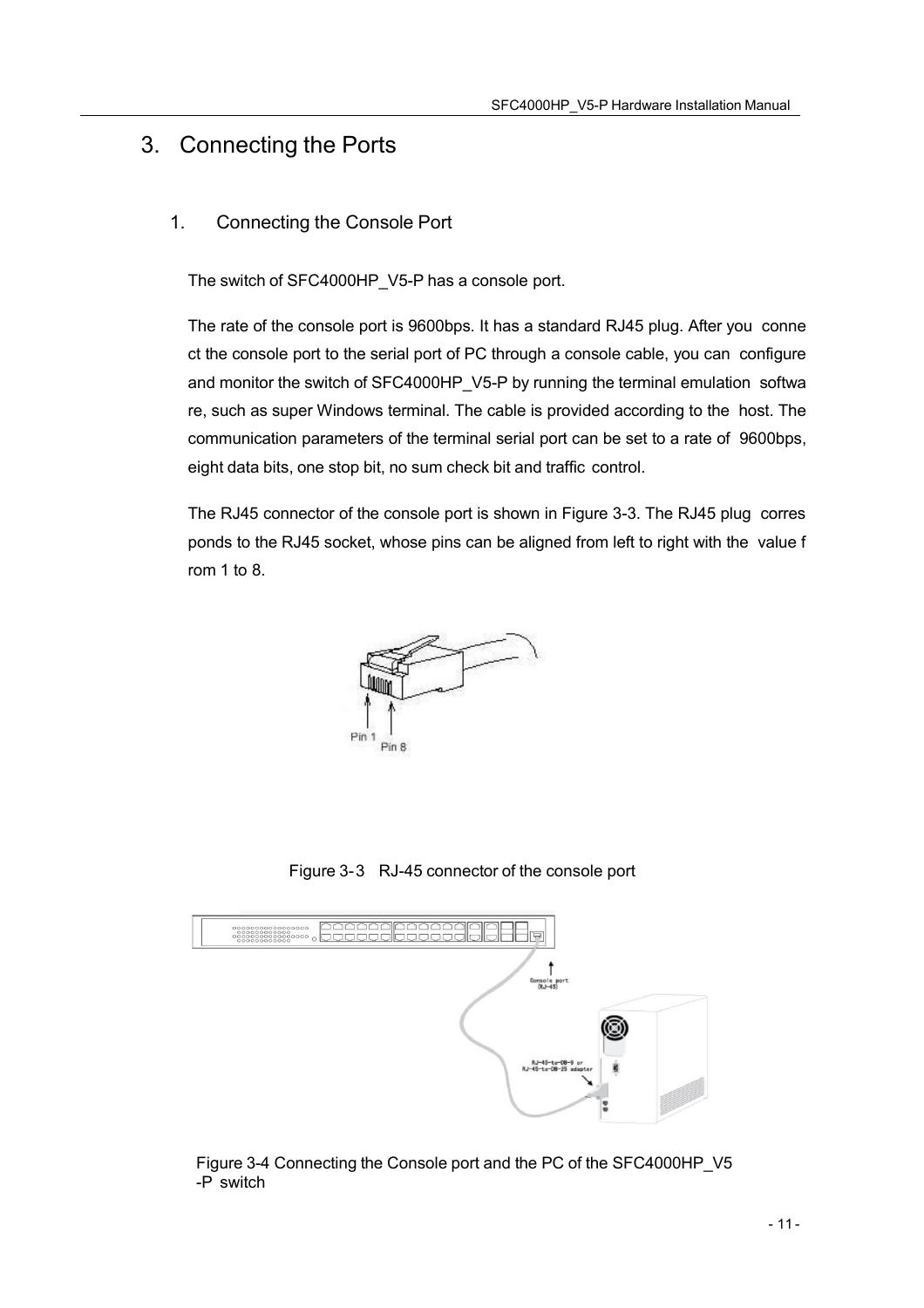# 3. Connecting the Ports

## 1. Connecting the Console Port

The switch of SFC4000HP_V5-P has a console port.

The rate of the console port is 9600bps. It has a standard RJ45 plug. After you connect the console port to the serial port of PC through a console cable, you can configure and monitor the switch of SFC4000HP_V5-P by running the terminal emulation software, such as super Windows terminal. The cable is provided according to the host. The communication parameters of the terminal serial port can be set to a rate of 9600bps, eight data bits, one stop bit, no sum check bit and traffic control.

The RJ45 connector of the console port is shown in Figure 3-3. The RJ45 plug corresponds to the RJ45 socket, whose pins can be aligned from left to right with the value from 1 to 8.

Figure 3-3 RJ-45 connector of the console port

Figure 3-4 Connecting the Console port and the PC of the SFC4000HP_V5-P switch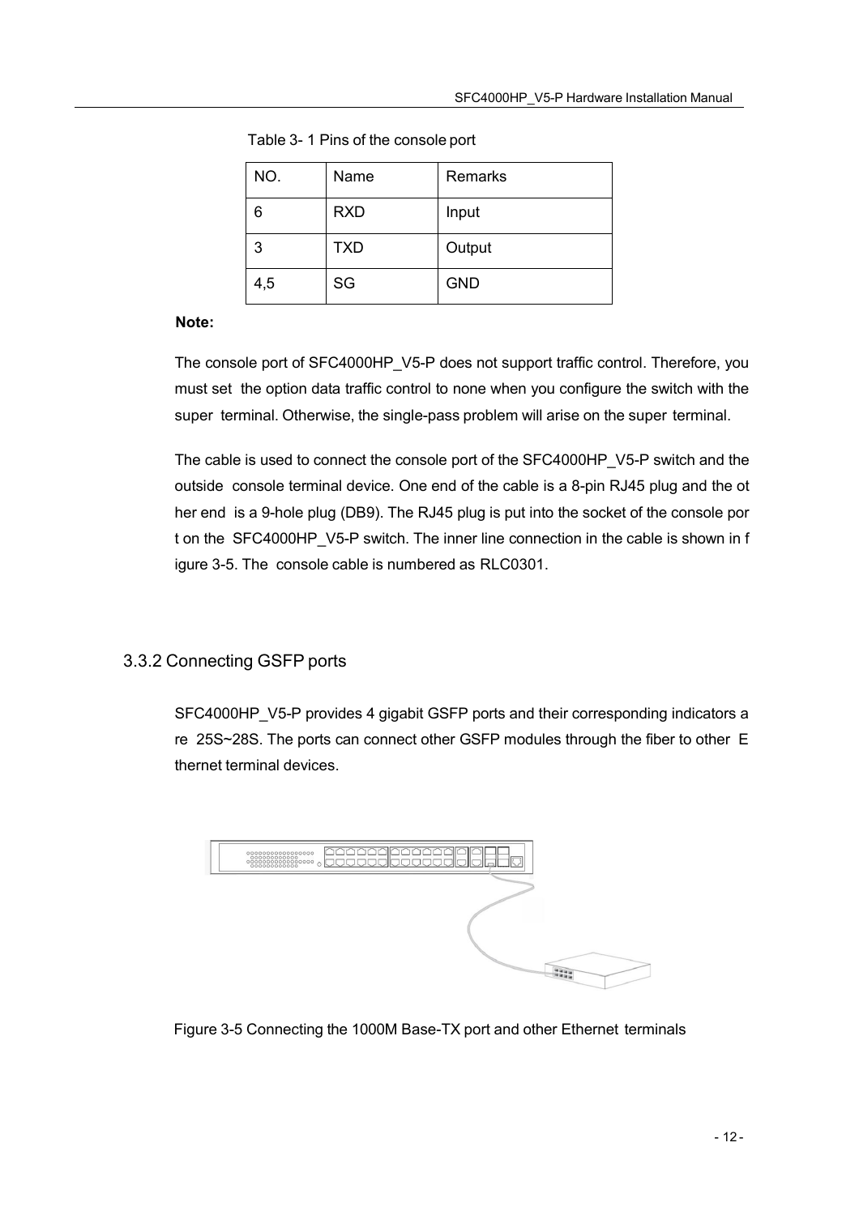Table 3- 1 Pins of the console port

| NO. | Name | Remarks |
| --- | --- | --- |
| 6 | RXD | Input |
| 3 | TXD | Output |
| 4,5 | SG | GND |

**Note:**

The console port of SFC4000HP_V5-P does not support traffic control. Therefore, you must set the option data traffic control to none when you configure the switch with the super terminal. Otherwise, the single-pass problem will arise on the super terminal.

The cable is used to connect the console port of the SFC4000HP_V5-P switch and the outside console terminal device. One end of the cable is a 8-pin RJ45 plug and the other end is a 9-hole plug (DB9). The RJ45 plug is put into the socket of the console port on the SFC4000HP_V5-P switch. The inner line connection in the cable is shown in figure 3-5. The console cable is numbered as RLC0301.

### 3.3.2 Connecting GSFP ports

SFC4000HP_V5-P provides 4 gigabit GSFP ports and their corresponding indicators are 25S~28S. The ports can connect other GSFP modules through the fiber to other Ethernet terminal devices.

Figure 3-5 Connecting the 1000M Base-TX port and other Ethernet terminals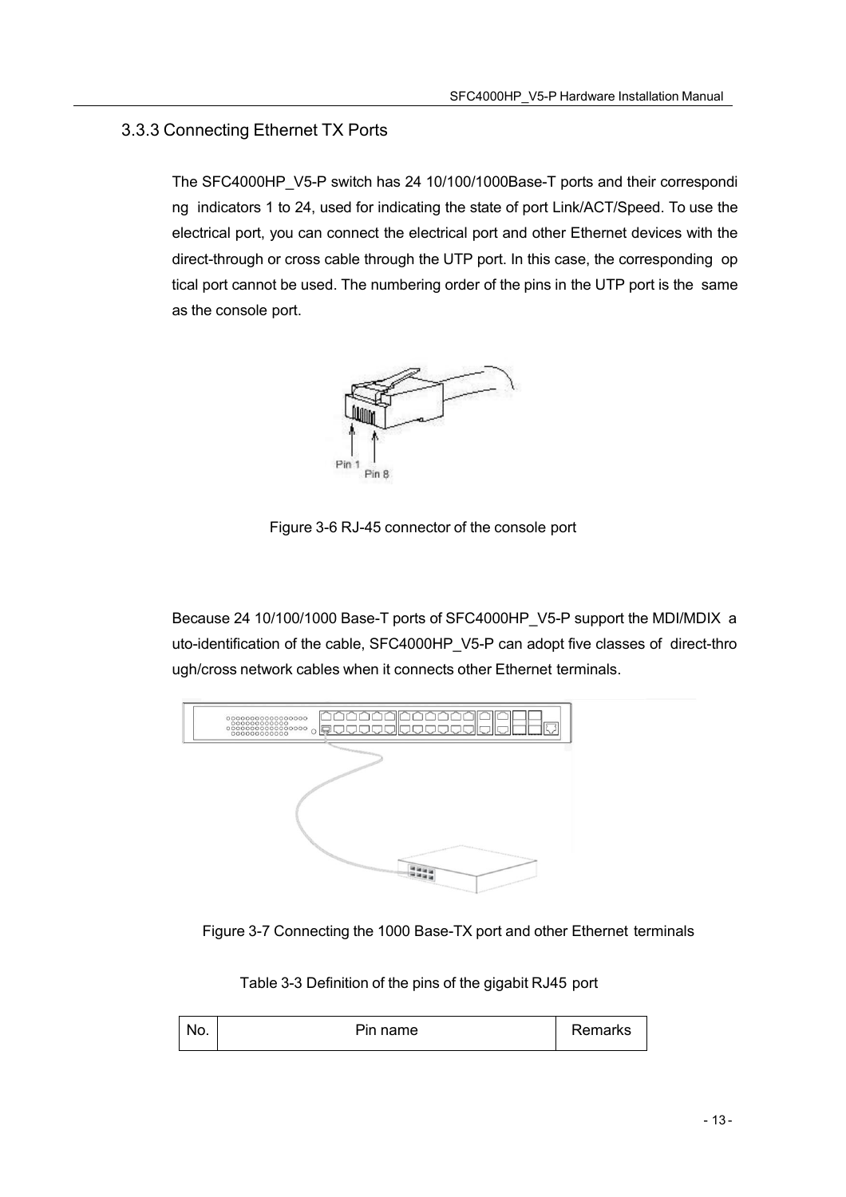### 3.3.3 Connecting Ethernet TX Ports

The SFC4000HP_V5-P switch has 24 10/100/1000Base-T ports and their corresponding indicators 1 to 24, used for indicating the state of port Link/ACT/Speed. To use the electrical port, you can connect the electrical port and other Ethernet devices with the direct-through or cross cable through the UTP port. In this case, the corresponding optical port cannot be used. The numbering order of the pins in the UTP port is the same as the console port.

Figure 3-6 RJ-45 connector of the console port

Because 24 10/100/1000 Base-T ports of SFC4000HP_V5-P support the MDI/MDIX auto-identification of the cable, SFC4000HP_V5-P can adopt five classes of direct-through/cross network cables when it connects other Ethernet terminals.

Figure 3-7 Connecting the 1000 Base-TX port and other Ethernet terminals

Table 3-3 Definition of the pins of the gigabit RJ45 port

| No. | Pin name | Remarks |
| --- | --- | --- |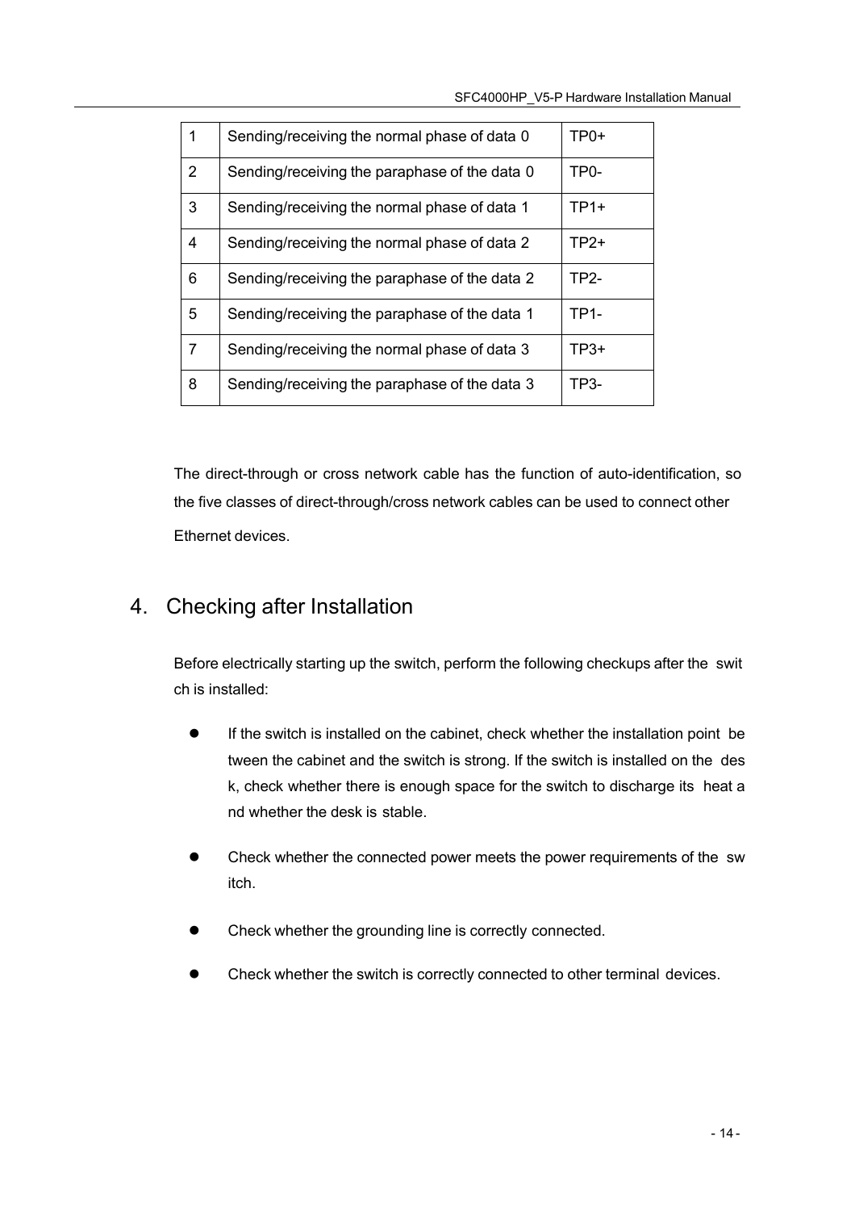| 1 | Sending/receiving the normal phase of data 0 | TP0+ |
|---|---|---|
| 2 | Sending/receiving the paraphase of the data 0 | TP0- |
| 3 | Sending/receiving the normal phase of data 1 | TP1+ |
| 4 | Sending/receiving the normal phase of data 2 | TP2+ |
| 6 | Sending/receiving the paraphase of the data 2 | TP2- |
| 5 | Sending/receiving the paraphase of the data 1 | TP1- |
| 7 | Sending/receiving the normal phase of data 3 | TP3+ |
| 8 | Sending/receiving the paraphase of the data 3 | TP3- |

The direct-through or cross network cable has the function of auto-identification, so the five classes of direct-through/cross network cables can be used to connect other Ethernet devices.

## 4. Checking after Installation

Before electrically starting up the switch, perform the following checkups after the switch is installed:

- If the switch is installed on the cabinet, check whether the installation point between the cabinet and the switch is strong. If the switch is installed on the desk, check whether there is enough space for the switch to discharge its heat and whether the desk is stable.
- Check whether the connected power meets the power requirements of the switch.
- Check whether the grounding line is correctly connected.
- Check whether the switch is correctly connected to other terminal devices.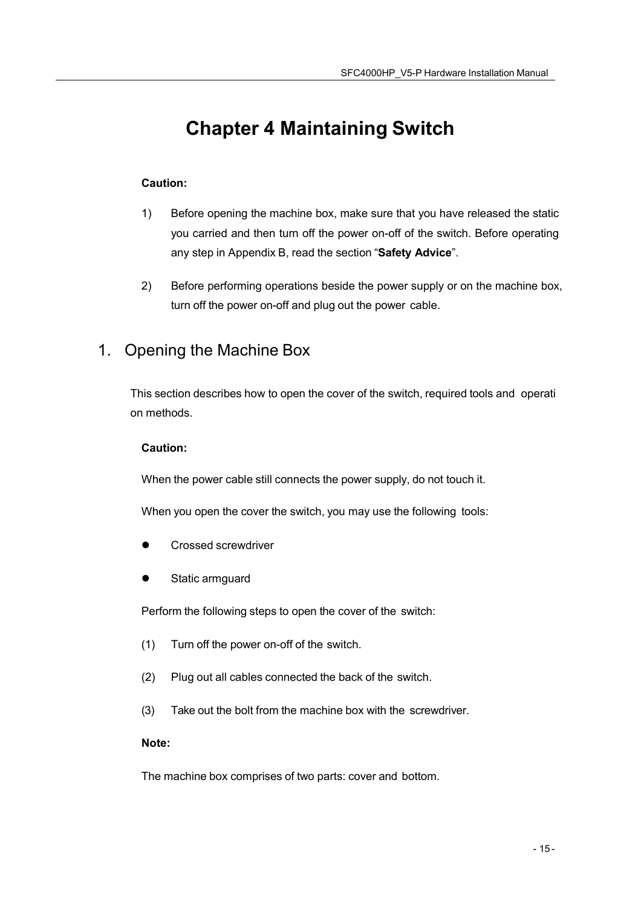# Chapter 4 Maintaining Switch

**Caution:**

1) Before opening the machine box, make sure that you have released the static you carried and then turn off the power on-off of the switch. Before operating any step in Appendix B, read the section "**Safety Advice**".

2) Before performing operations beside the power supply or on the machine box, turn off the power on-off and plug out the power cable.

## 1. Opening the Machine Box

This section describes how to open the cover of the switch, required tools and operation methods.

**Caution:**

When the power cable still connects the power supply, do not touch it.

When you open the cover the switch, you may use the following tools:

- Crossed screwdriver
- Static armguard

Perform the following steps to open the cover of the switch:

(1) Turn off the power on-off of the switch.

(2) Plug out all cables connected the back of the switch.

(3) Take out the bolt from the machine box with the screwdriver.

**Note:**

The machine box comprises of two parts: cover and bottom.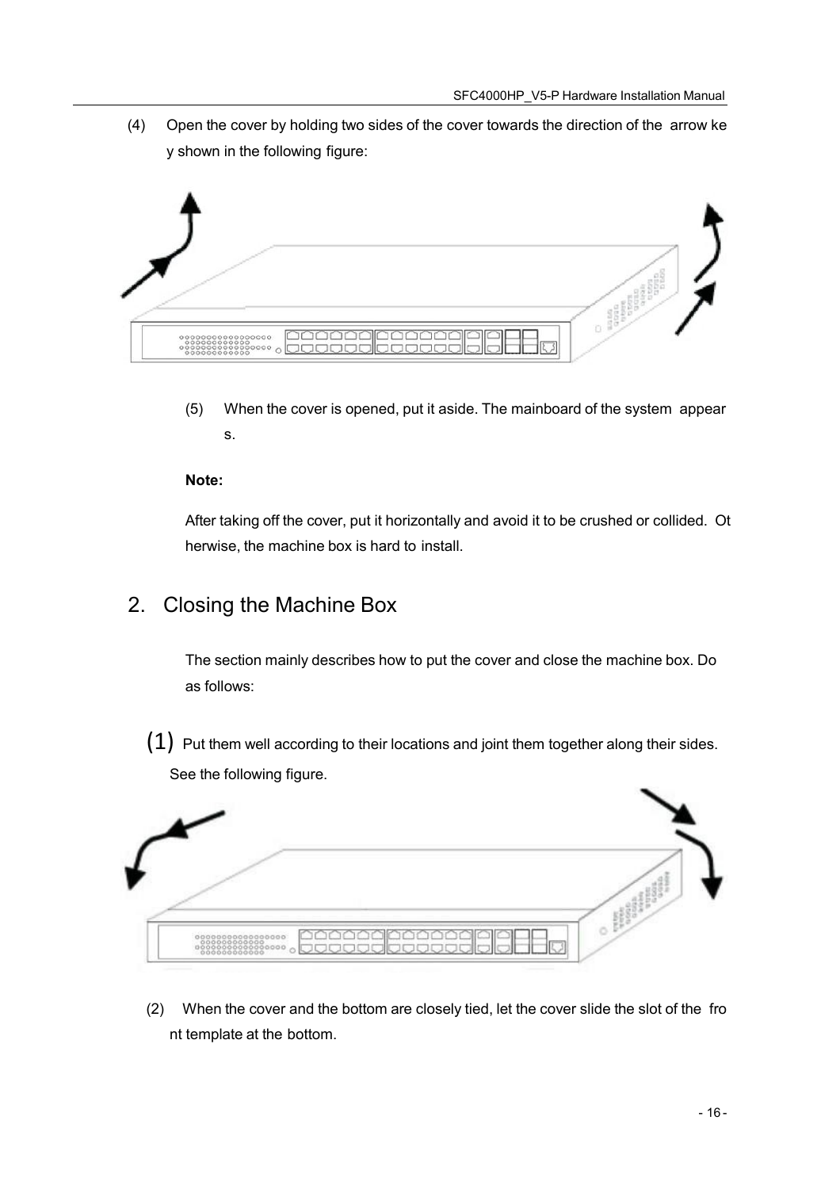(4) Open the cover by holding two sides of the cover towards the direction of the arrow key shown in the following figure:

(5) When the cover is opened, put it aside. The mainboard of the system appears.

**Note:**

After taking off the cover, put it horizontally and avoid it to be crushed or collided. Otherwise, the machine box is hard to install.

## 2. Closing the Machine Box

The section mainly describes how to put the cover and close the machine box. Do as follows:

(1) Put them well according to their locations and joint them together along their sides. See the following figure.

(2) When the cover and the bottom are closely tied, let the cover slide the slot of the front template at the bottom.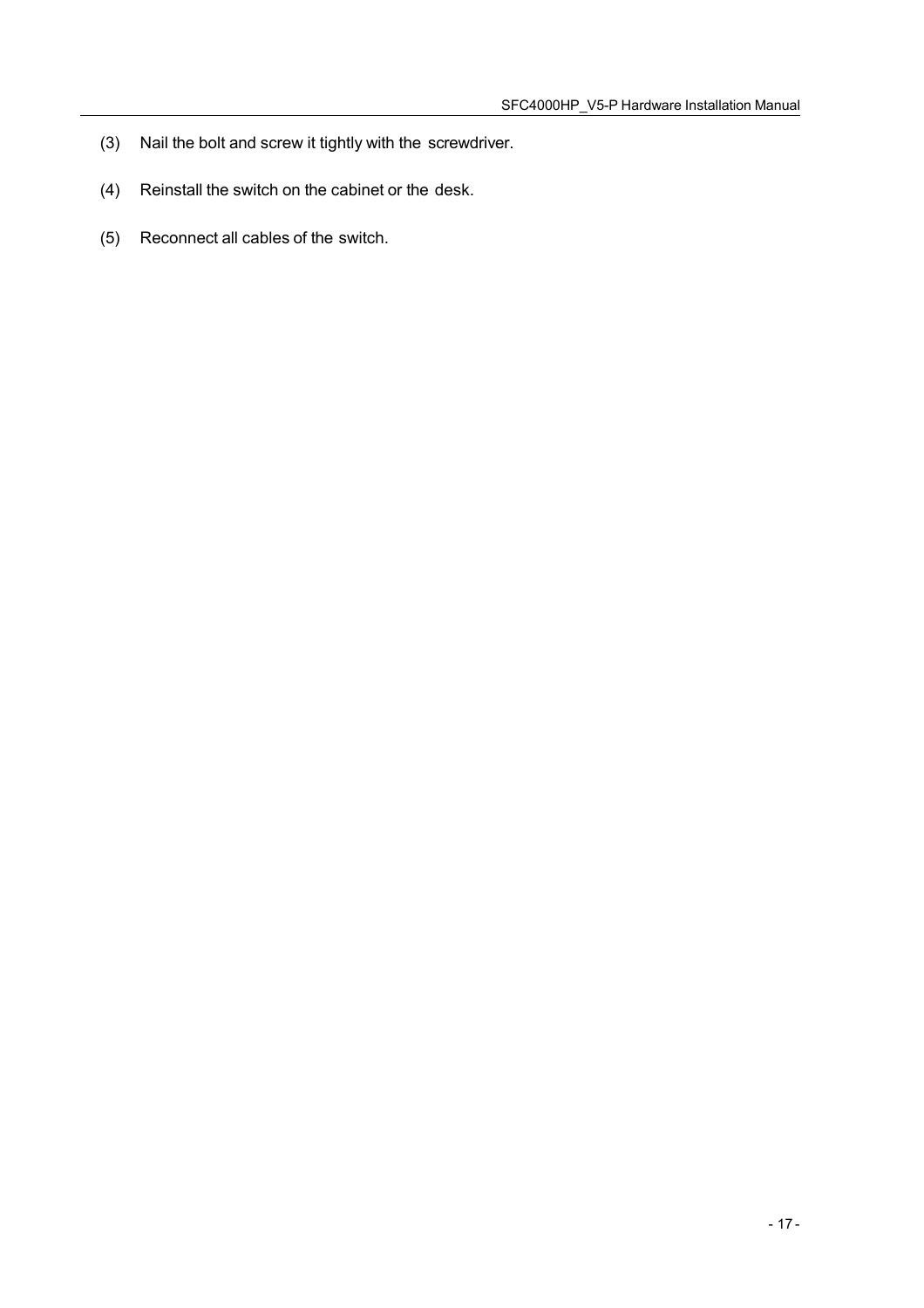(3) Nail the bolt and screw it tightly with the screwdriver.

(4) Reinstall the switch on the cabinet or the desk.

(5) Reconnect all cables of the switch.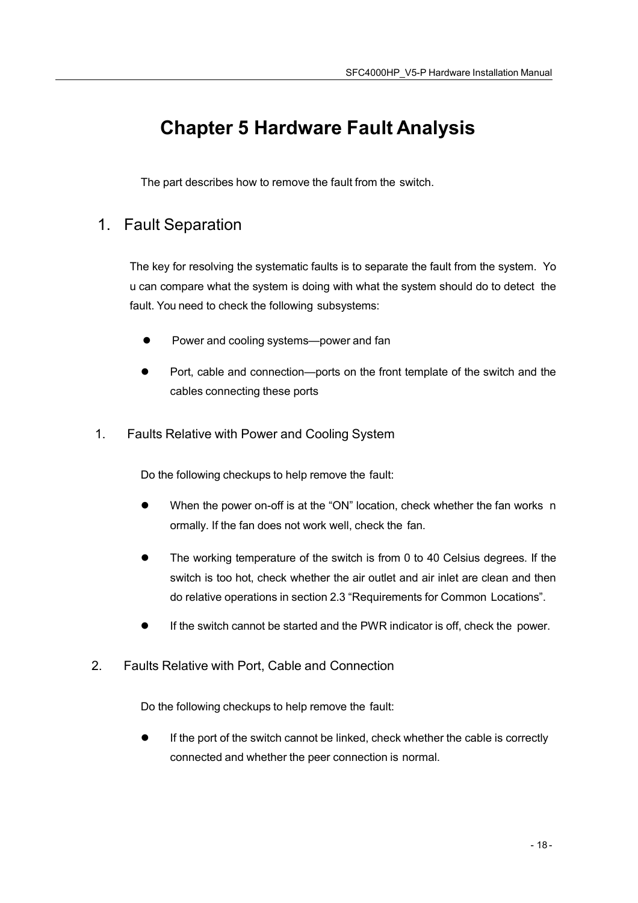# Chapter 5 Hardware Fault Analysis

The part describes how to remove the fault from the switch.

## 1. Fault Separation

The key for resolving the systematic faults is to separate the fault from the system. You can compare what the system is doing with what the system should do to detect the fault. You need to check the following subsystems:

- Power and cooling systems—power and fan
- Port, cable and connection—ports on the front template of the switch and the cables connecting these ports

### 1. Faults Relative with Power and Cooling System

Do the following checkups to help remove the fault:

- When the power on-off is at the “ON” location, check whether the fan works normally. If the fan does not work well, check the fan.
- The working temperature of the switch is from 0 to 40 Celsius degrees. If the switch is too hot, check whether the air outlet and air inlet are clean and then do relative operations in section 2.3 “Requirements for Common Locations”.
- If the switch cannot be started and the PWR indicator is off, check the power.

### 2. Faults Relative with Port, Cable and Connection

Do the following checkups to help remove the fault:

- If the port of the switch cannot be linked, check whether the cable is correctly connected and whether the peer connection is normal.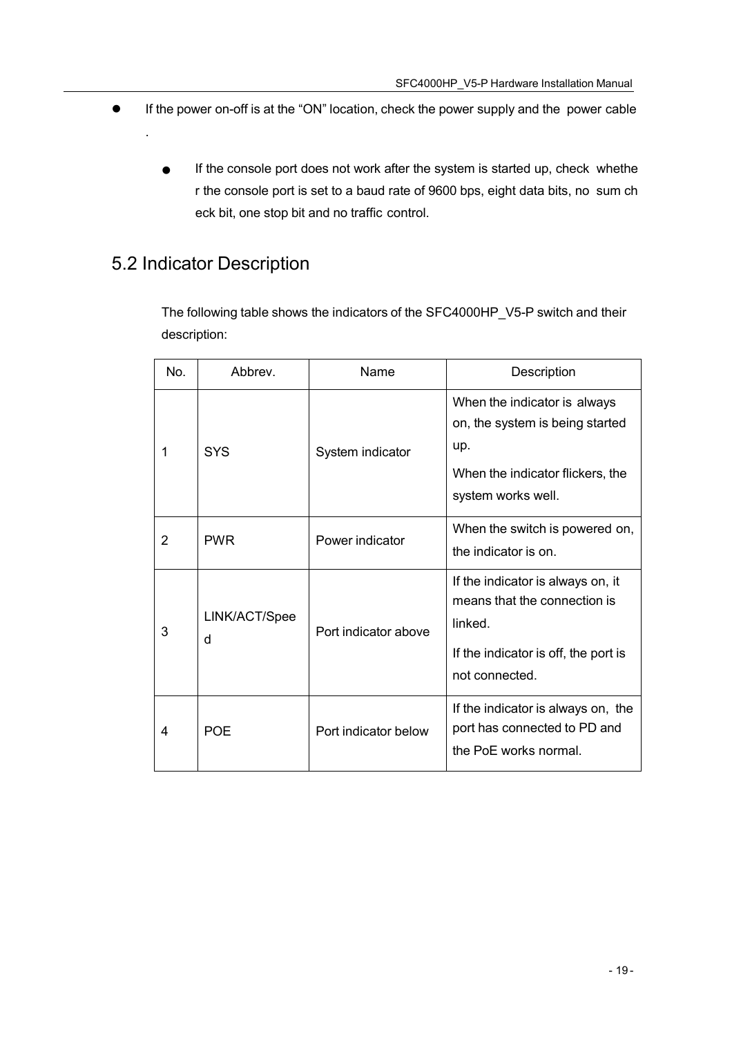- If the power on-off is at the “ON” location, check the power supply and the power cable.

  - If the console port does not work after the system is started up, check whether the console port is set to a baud rate of 9600 bps, eight data bits, no sum check bit, one stop bit and no traffic control.

## 5.2 Indicator Description

The following table shows the indicators of the SFC4000HP_V5-P switch and their description:

| No. | Abbrev. | Name | Description |
|---|---|---|---|
| 1 | SYS | System indicator | When the indicator is always on, the system is being started up.<br>When the indicator flickers, the system works well. |
| 2 | PWR | Power indicator | When the switch is powered on, the indicator is on. |
| 3 | LINK/ACT/Speed | Port indicator above | If the indicator is always on, it means that the connection is linked.<br>If the indicator is off, the port is not connected. |
| 4 | POE | Port indicator below | If the indicator is always on, the port has connected to PD and the PoE works normal. |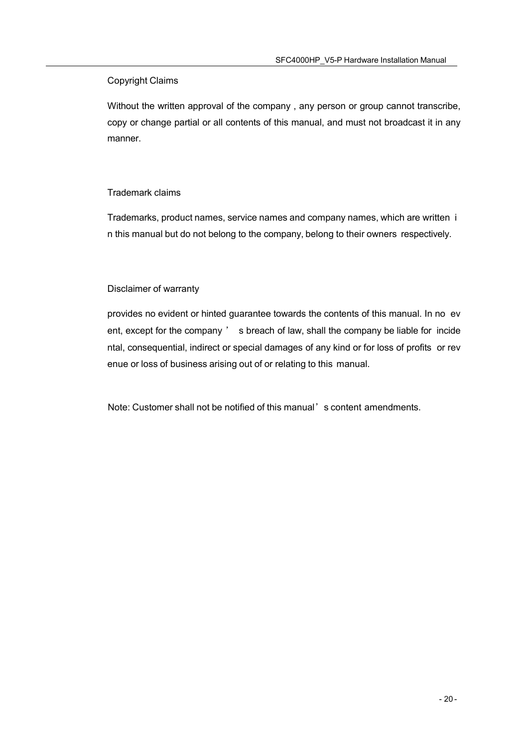Copyright Claims

Without the written approval of the company , any person or group cannot transcribe, copy or change partial or all contents of this manual, and must not broadcast it in any manner.

Trademark claims

Trademarks, product names, service names and company names, which are written in this manual but do not belong to the company, belong to their owners respectively.

Disclaimer of warranty

provides no evident or hinted guarantee towards the contents of this manual. In no event, except for the company's breach of law, shall the company be liable for incidental, consequential, indirect or special damages of any kind or for loss of profits or revenue or loss of business arising out of or relating to this manual.

Note: Customer shall not be notified of this manual's content amendments.